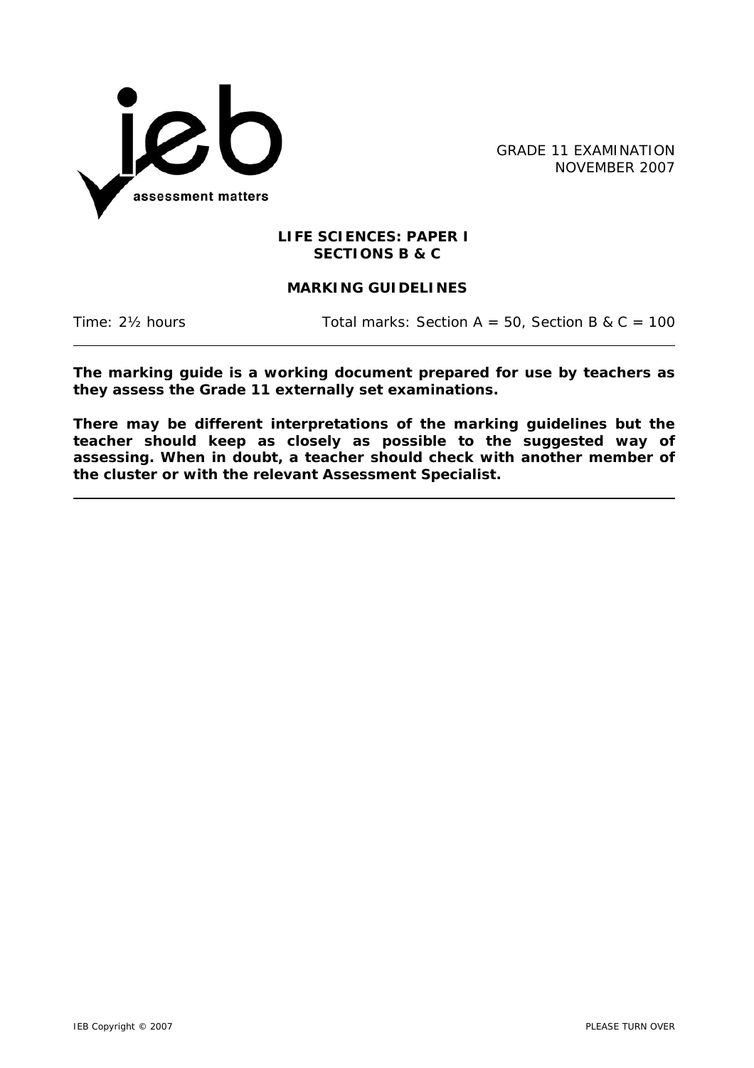GRADE 11 EXAMINATION
NOVEMBER 2007

# LIFE SCIENCES: PAPER I
## SECTIONS B & C

## MARKING GUIDELINES

Time: 2½ hours　　　　Total marks: Section A = 50, Section B & C = 100

---

**The marking guide is a working document prepared for use by teachers as they assess the Grade 11 externally set examinations.**

**There may be different interpretations of the marking guidelines but the teacher should keep as closely as possible to the suggested way of assessing. When in doubt, a teacher should check with another member of the cluster or with the relevant Assessment Specialist.**

---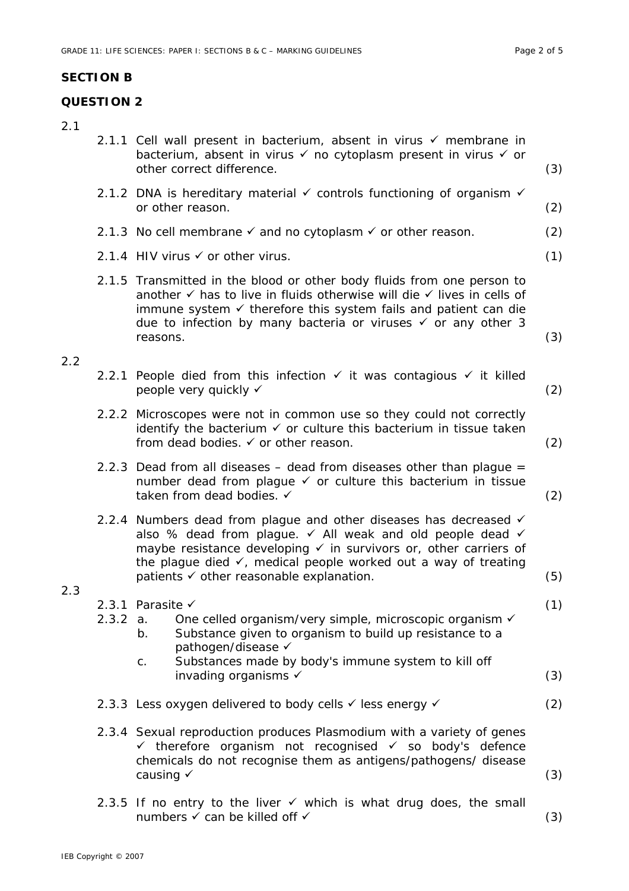## SECTION B

## QUESTION 2

2.1

2.1.1 Cell wall present in bacterium, absent in virus ✓ membrane in bacterium, absent in virus ✓ no cytoplasm present in virus ✓ or other correct difference. (3)

2.1.2 DNA is hereditary material ✓ controls functioning of organism ✓ or other reason. (2)

2.1.3 No cell membrane ✓ and no cytoplasm ✓ or other reason. (2)

2.1.4 HIV virus ✓ or other virus. (1)

2.1.5 Transmitted in the blood or other body fluids from one person to another ✓ has to live in fluids otherwise will die ✓ lives in cells of immune system ✓ therefore this system fails and patient can die due to infection by many bacteria or viruses ✓ or any other 3 reasons. (3)

2.2

2.2.1 People died from this infection ✓ it was contagious ✓ it killed people very quickly ✓ (2)

2.2.2 Microscopes were not in common use so they could not correctly identify the bacterium ✓ or culture this bacterium in tissue taken from dead bodies. ✓ or other reason. (2)

2.2.3 Dead from all diseases – dead from diseases other than plague = number dead from plague ✓ or culture this bacterium in tissue taken from dead bodies. ✓ (2)

2.2.4 Numbers dead from plague and other diseases has decreased ✓ also % dead from plague. ✓ All weak and old people dead ✓ maybe resistance developing ✓ in survivors or, other carriers of the plague died ✓, medical people worked out a way of treating patients ✓ other reasonable explanation. (5)

2.3

2.3.1 Parasite ✓ (1)

2.3.2
- a. One celled organism/very simple, microscopic organism ✓
- b. Substance given to organism to build up resistance to a pathogen/disease ✓
- c. Substances made by body's immune system to kill off invading organisms ✓ (3)

2.3.3 Less oxygen delivered to body cells ✓ less energy ✓ (2)

2.3.4 Sexual reproduction produces Plasmodium with a variety of genes ✓ therefore organism not recognised ✓ so body's defence chemicals do not recognise them as antigens/pathogens/ disease causing ✓ (3)

2.3.5 If no entry to the liver ✓ which is what drug does, the small numbers ✓ can be killed off ✓ (3)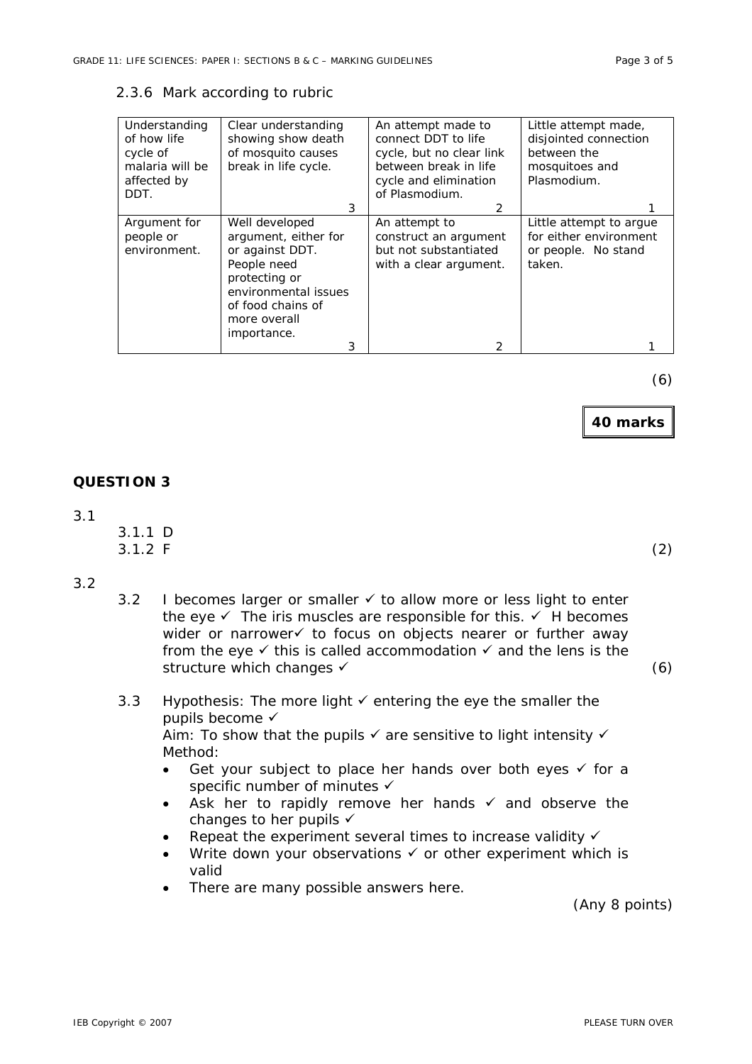2.3.6 Mark according to rubric

| Understanding of how life cycle of malaria will be affected by DDT. | Clear understanding showing show death of mosquito causes break in life cycle. 3 | An attempt made to connect DDT to life cycle, but no clear link between break in life cycle and elimination of Plasmodium. 2 | Little attempt made, disjointed connection between the mosquitoes and Plasmodium. 1 |
|---|---|---|---|
| Argument for people or environment. | Well developed argument, either for or against DDT. People need protecting or environmental issues of food chains of more overall importance. 3 | An attempt to construct an argument but not substantiated with a clear argument. 2 | Little attempt to argue for either environment or people. No stand taken. 1 |

(6)

**40 marks**

## QUESTION 3

3.1

3.1.1 D
3.1.2 F (2)

3.2

3.2 I becomes larger or smaller ✓ to allow more or less light to enter the eye ✓ The iris muscles are responsible for this. ✓ H becomes wider or narrower✓ to focus on objects nearer or further away from the eye ✓ this is called accommodation ✓ and the lens is the structure which changes ✓ (6)

3.3 Hypothesis: The more light ✓ entering the eye the smaller the pupils become ✓
Aim: To show that the pupils ✓ are sensitive to light intensity ✓
Method:

- Get your subject to place her hands over both eyes ✓ for a specific number of minutes ✓
- Ask her to rapidly remove her hands ✓ and observe the changes to her pupils ✓
- Repeat the experiment several times to increase validity ✓
- Write down your observations ✓ or other experiment which is valid
- There are many possible answers here.

(Any 8 points)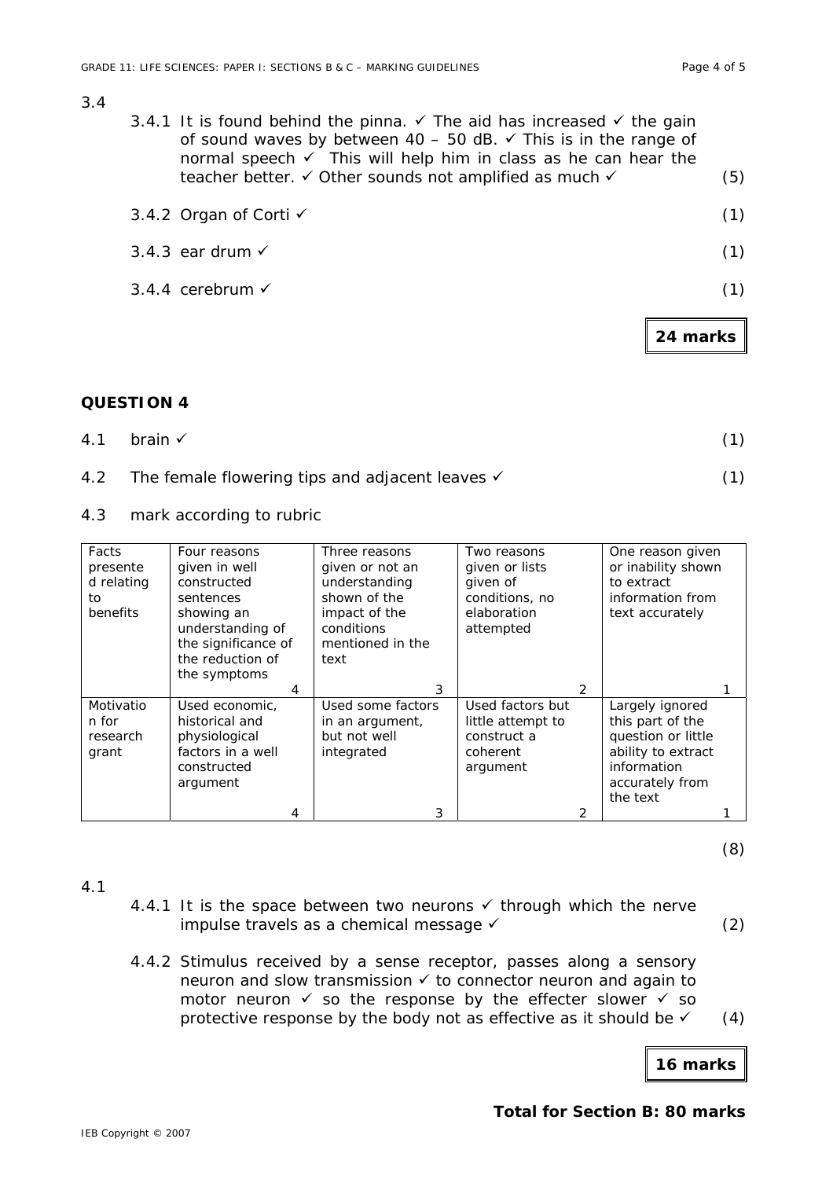3.4

3.4.1 It is found behind the pinna. ✓ The aid has increased ✓ the gain of sound waves by between 40 – 50 dB. ✓ This is in the range of normal speech ✓ This will help him in class as he can hear the teacher better. ✓ Other sounds not amplified as much ✓ (5)

3.4.2 Organ of Corti ✓ (1)

3.4.3 ear drum ✓ (1)

3.4.4 cerebrum ✓ (1)

**24 marks**

**QUESTION 4**

4.1 brain ✓ (1)

4.2 The female flowering tips and adjacent leaves ✓ (1)

4.3 mark according to rubric

| | | | | |
|---|---|---|---|---|
| Facts presented relating to benefits | Four reasons given in well constructed sentences showing an understanding of the significance of the reduction of the symptoms 4 | Three reasons given or not an understanding shown of the impact of the conditions mentioned in the text 3 | Two reasons given or lists given of conditions, no elaboration attempted 2 | One reason given or inability shown to extract information from text accurately 1 |
| Motivation for research grant | Used economic, historical and physiological factors in a well constructed argument 4 | Used some factors in an argument, but not well integrated 3 | Used factors but little attempt to construct a coherent argument 2 | Largely ignored this part of the question or little ability to extract information accurately from the text 1 |

(8)

4.1

4.4.1 It is the space between two neurons ✓ through which the nerve impulse travels as a chemical message ✓ (2)

4.4.2 Stimulus received by a sense receptor, passes along a sensory neuron and slow transmission ✓ to connector neuron and again to motor neuron ✓ so the response by the effecter slower ✓ so protective response by the body not as effective as it should be ✓ (4)

**16 marks**

**Total for Section B: 80 marks**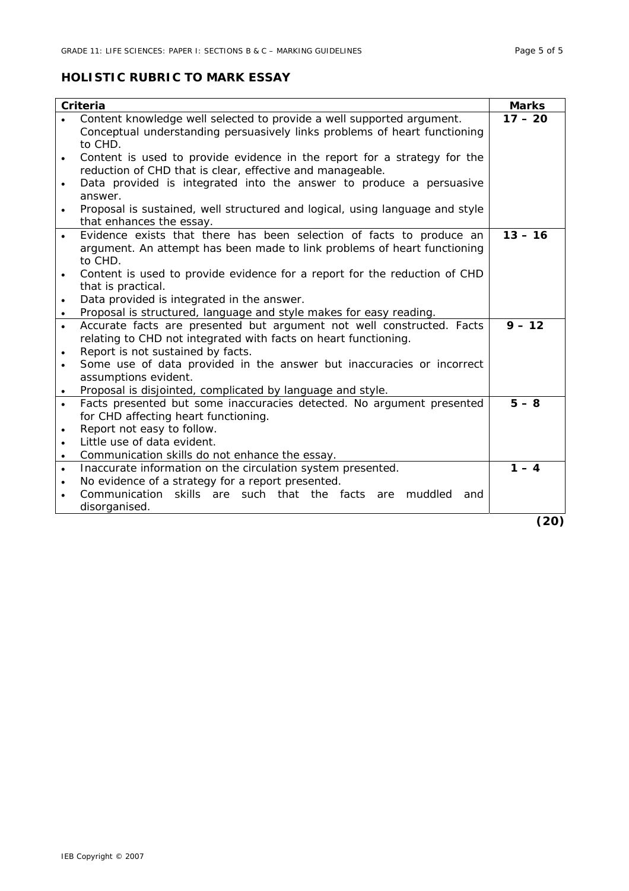## HOLISTIC RUBRIC TO MARK ESSAY

| Criteria | Marks |
|---|---|
| • Content knowledge well selected to provide a well supported argument. Conceptual understanding persuasively links problems of heart functioning to CHD.<br>• Content is used to provide evidence in the report for a strategy for the reduction of CHD that is clear, effective and manageable.<br>• Data provided is integrated into the answer to produce a persuasive answer.<br>• Proposal is sustained, well structured and logical, using language and style that enhances the essay. | **17 – 20** |
| • Evidence exists that there has been selection of facts to produce an argument. An attempt has been made to link problems of heart functioning to CHD.<br>• Content is used to provide evidence for a report for the reduction of CHD that is practical.<br>• Data provided is integrated in the answer.<br>• Proposal is structured, language and style makes for easy reading. | **13 – 16** |
| • Accurate facts are presented but argument not well constructed. Facts relating to CHD not integrated with facts on heart functioning.<br>• Report is not sustained by facts.<br>• Some use of data provided in the answer but inaccuracies or incorrect assumptions evident.<br>• Proposal is disjointed, complicated by language and style. | **9 – 12** |
| • Facts presented but some inaccuracies detected. No argument presented for CHD affecting heart functioning.<br>• Report not easy to follow.<br>• Little use of data evident.<br>• Communication skills do not enhance the essay. | **5 – 8** |
| • Inaccurate information on the circulation system presented.<br>• No evidence of a strategy for a report presented.<br>• Communication skills are such that the facts are muddled and disorganised. | **1 – 4** |

**(20)**